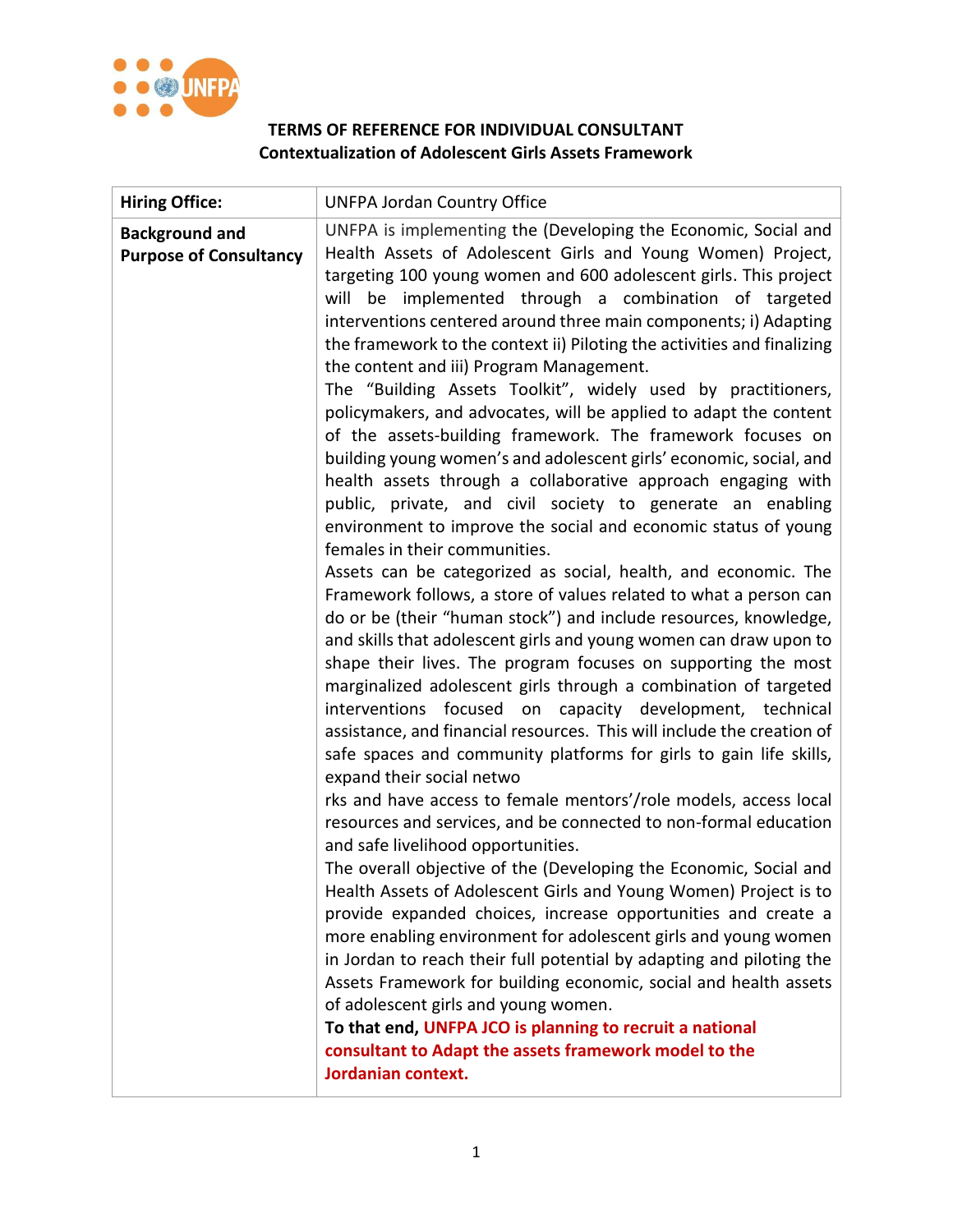**TERMS OF REFERENCE FOR INDIVIDUAL CONSULTANT**
**Contextualization of Adolescent Girls Assets Framework**

| **Hiring Office:** | UNFPA Jordan Country Office |
|---|---|
| **Background and Purpose of Consultancy** | UNFPA is implementing the (Developing the Economic, Social and Health Assets of Adolescent Girls and Young Women) Project, targeting 100 young women and 600 adolescent girls. This project will be implemented through a combination of targeted interventions centered around three main components; i) Adapting the framework to the context ii) Piloting the activities and finalizing the content and iii) Program Management.<br>The "Building Assets Toolkit", widely used by practitioners, policymakers, and advocates, will be applied to adapt the content of the assets-building framework. The framework focuses on building young women's and adolescent girls' economic, social, and health assets through a collaborative approach engaging with public, private, and civil society to generate an enabling environment to improve the social and economic status of young females in their communities.<br>Assets can be categorized as social, health, and economic. The Framework follows, a store of values related to what a person can do or be (their "human stock") and include resources, knowledge, and skills that adolescent girls and young women can draw upon to shape their lives. The program focuses on supporting the most marginalized adolescent girls through a combination of targeted interventions focused on capacity development, technical assistance, and financial resources. This will include the creation of safe spaces and community platforms for girls to gain life skills, expand their social netwo<br>rks and have access to female mentors'/role models, access local resources and services, and be connected to non-formal education and safe livelihood opportunities.<br>The overall objective of the (Developing the Economic, Social and Health Assets of Adolescent Girls and Young Women) Project is to provide expanded choices, increase opportunities and create a more enabling environment for adolescent girls and young women in Jordan to reach their full potential by adapting and piloting the Assets Framework for building economic, social and health assets of adolescent girls and young women.<br>**To that end, UNFPA JCO is planning to recruit a national consultant to Adapt the assets framework model to the Jordanian context.** |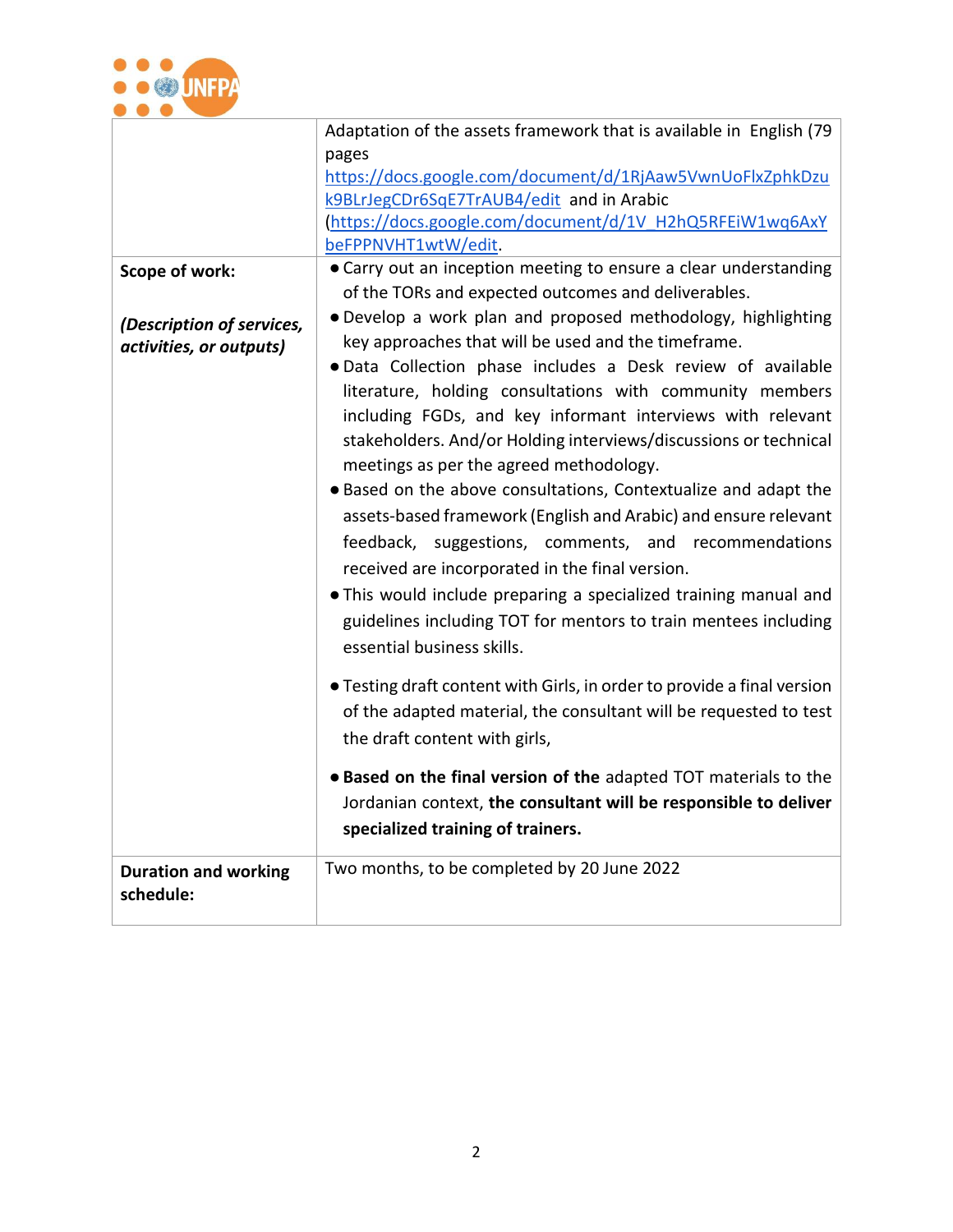| | |
|---|---|
| | Adaptation of the assets framework that is available in English (79 pages https://docs.google.com/document/d/1RjAaw5VwnUoFlxZphkDzuk9BLrJegCDr6SqE7TrAUB4/edit and in Arabic (https://docs.google.com/document/d/1V_H2hQ5RFEiW1wq6AxYbeFPPNVHT1wtW/edit. |
| **Scope of work:**<br><br>***(Description of services, activities, or outputs)*** | • Carry out an inception meeting to ensure a clear understanding of the TORs and expected outcomes and deliverables.<br>• Develop a work plan and proposed methodology, highlighting key approaches that will be used and the timeframe.<br>• Data Collection phase includes a Desk review of available literature, holding consultations with community members including FGDs, and key informant interviews with relevant stakeholders. And/or Holding interviews/discussions or technical meetings as per the agreed methodology.<br>• Based on the above consultations, Contextualize and adapt the assets-based framework (English and Arabic) and ensure relevant feedback, suggestions, comments, and recommendations received are incorporated in the final version.<br>• This would include preparing a specialized training manual and guidelines including TOT for mentors to train mentees including essential business skills.<br><br>• Testing draft content with Girls, in order to provide a final version of the adapted material, the consultant will be requested to test the draft content with girls,<br><br>• **Based on the final version of the** adapted TOT materials to the Jordanian context, **the consultant will be responsible to deliver specialized training of trainers.** |
| **Duration and working schedule:** | Two months, to be completed by 20 June 2022 |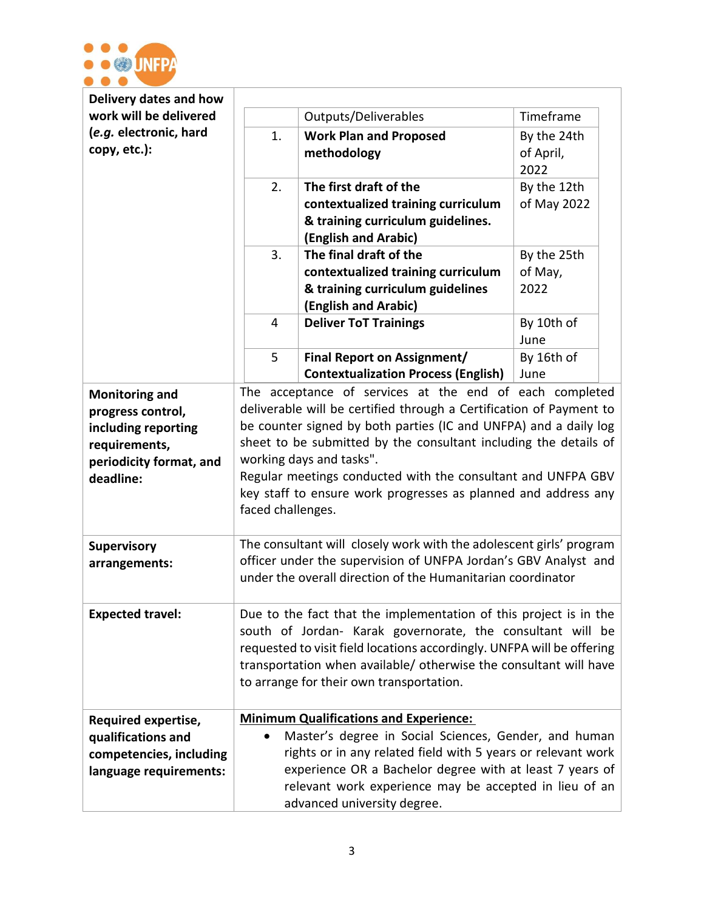| | |
|---|---|
| **Delivery dates and how work will be delivered (*e.g.* electronic, hard copy, etc.):** | (see deliverables table below) |
| **Monitoring and progress control, including reporting requirements, periodicity format, and deadline:** | The acceptance of services at the end of each completed deliverable will be certified through a Certification of Payment to be counter signed by both parties (IC and UNFPA) and a daily log sheet to be submitted by the consultant including the details of working days and tasks".<br>Regular meetings conducted with the consultant and UNFPA GBV key staff to ensure work progresses as planned and address any faced challenges. |
| **Supervisory arrangements:** | The consultant will closely work with the adolescent girls' program officer under the supervision of UNFPA Jordan's GBV Analyst and under the overall direction of the Humanitarian coordinator |
| **Expected travel:** | Due to the fact that the implementation of this project is in the south of Jordan- Karak governorate, the consultant will be requested to visit field locations accordingly. UNFPA will be offering transportation when available/ otherwise the consultant will have to arrange for their own transportation. |
| **Required expertise, qualifications and competencies, including language requirements:** | <u>**Minimum Qualifications and Experience:**</u><br>• Master's degree in Social Sciences, Gender, and human rights or in any related field with 5 years or relevant work experience OR a Bachelor degree with at least 7 years of relevant work experience may be accepted in lieu of an advanced university degree. |

Deliverables table (Delivery dates and how work will be delivered):

| | Outputs/Deliverables | Timeframe |
|---|---|---|
| 1. | **Work Plan and Proposed methodology** | By the 24th of April, 2022 |
| 2. | **The first draft of the contextualized training curriculum & training curriculum guidelines. (English and Arabic)** | By the 12th of May 2022 |
| 3. | **The final draft of the contextualized training curriculum & training curriculum guidelines (English and Arabic)** | By the 25th of May, 2022 |
| 4 | **Deliver ToT Trainings** | By 10th of June |
| 5 | **Final Report on Assignment/ Contextualization Process (English)** | By 16th of June |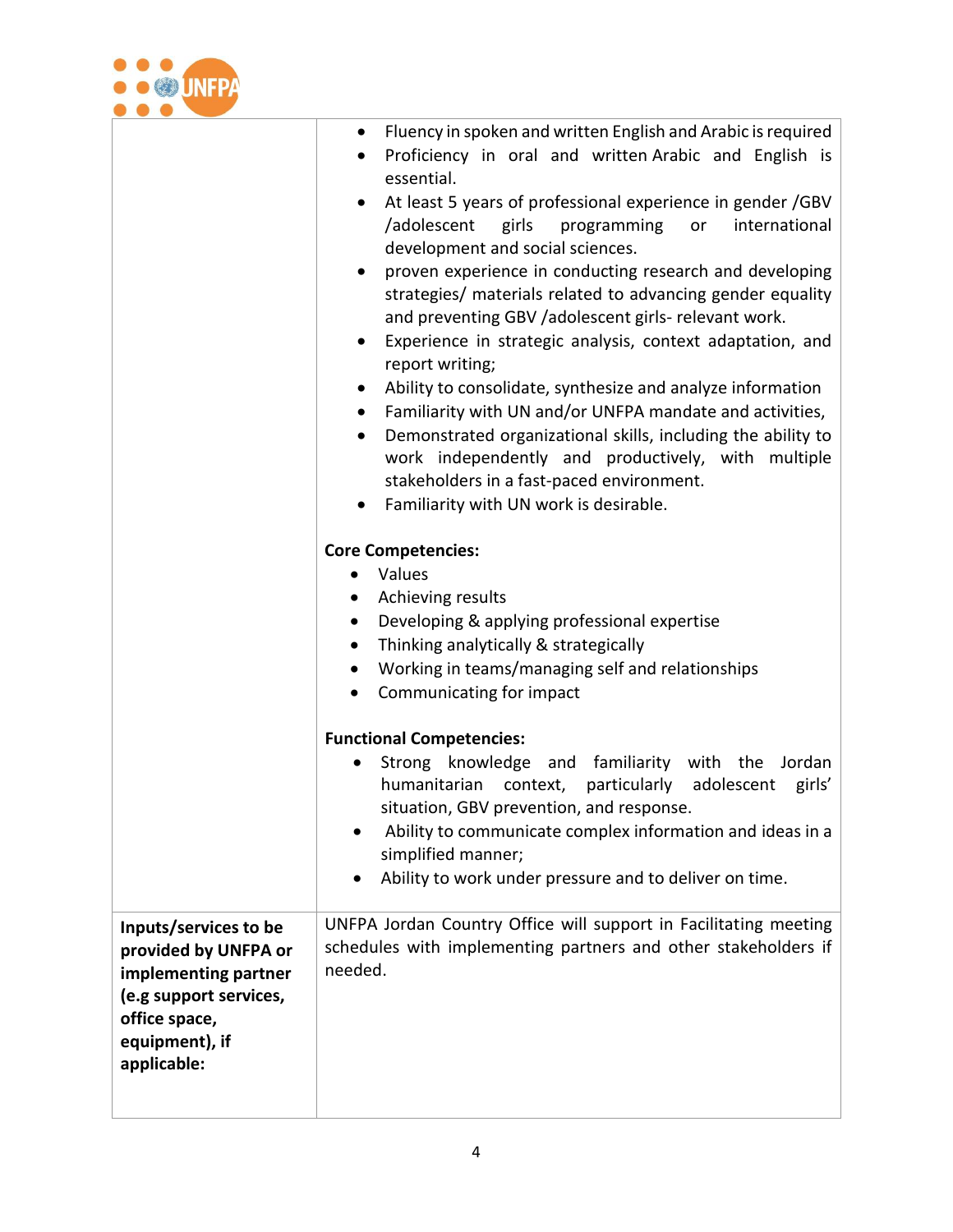| | |
|---|---|
| | • Fluency in spoken and written English and Arabic is required<br>• Proficiency in oral and written Arabic and English is essential.<br>• At least 5 years of professional experience in gender /GBV /adolescent girls programming or international development and social sciences.<br>• proven experience in conducting research and developing strategies/ materials related to advancing gender equality and preventing GBV /adolescent girls- relevant work.<br>• Experience in strategic analysis, context adaptation, and report writing;<br>• Ability to consolidate, synthesize and analyze information<br>• Familiarity with UN and/or UNFPA mandate and activities,<br>• Demonstrated organizational skills, including the ability to work independently and productively, with multiple stakeholders in a fast-paced environment.<br>• Familiarity with UN work is desirable.<br><br>**Core Competencies:**<br>• Values<br>• Achieving results<br>• Developing & applying professional expertise<br>• Thinking analytically & strategically<br>• Working in teams/managing self and relationships<br>• Communicating for impact<br><br>**Functional Competencies:**<br>• Strong knowledge and familiarity with the Jordan humanitarian context, particularly adolescent girls' situation, GBV prevention, and response.<br>• Ability to communicate complex information and ideas in a simplified manner;<br>• Ability to work under pressure and to deliver on time. |
| **Inputs/services to be provided by UNFPA or implementing partner (e.g support services, office space, equipment), if applicable:** | UNFPA Jordan Country Office will support in Facilitating meeting schedules with implementing partners and other stakeholders if needed. |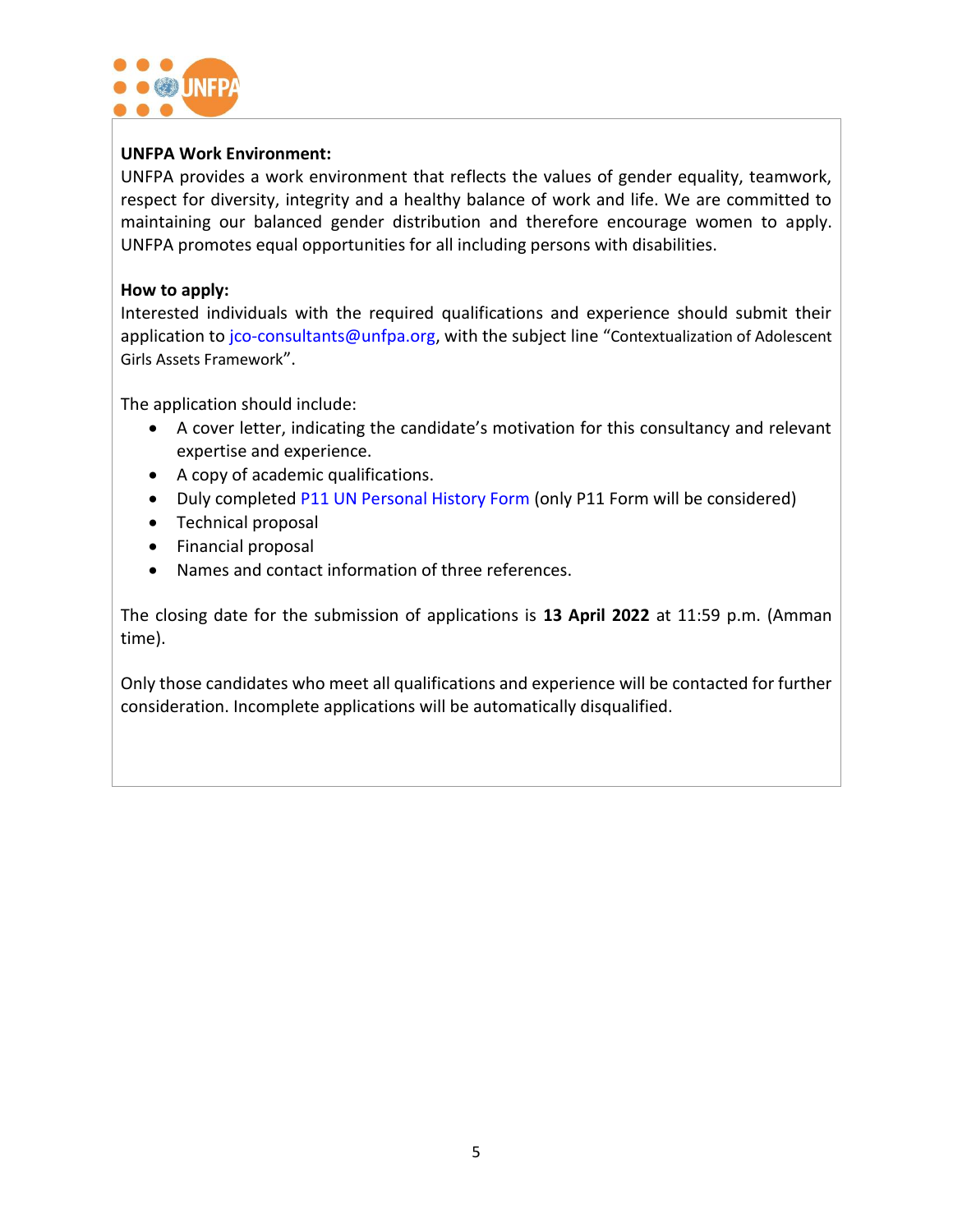**UNFPA Work Environment:**
UNFPA provides a work environment that reflects the values of gender equality, teamwork, respect for diversity, integrity and a healthy balance of work and life. We are committed to maintaining our balanced gender distribution and therefore encourage women to apply. UNFPA promotes equal opportunities for all including persons with disabilities.

**How to apply:**
Interested individuals with the required qualifications and experience should submit their application to jco-consultants@unfpa.org, with the subject line "Contextualization of Adolescent Girls Assets Framework".

The application should include:

- A cover letter, indicating the candidate's motivation for this consultancy and relevant expertise and experience.
- A copy of academic qualifications.
- Duly completed P11 UN Personal History Form (only P11 Form will be considered)
- Technical proposal
- Financial proposal
- Names and contact information of three references.

The closing date for the submission of applications is **13 April 2022** at 11:59 p.m. (Amman time).

Only those candidates who meet all qualifications and experience will be contacted for further consideration. Incomplete applications will be automatically disqualified.